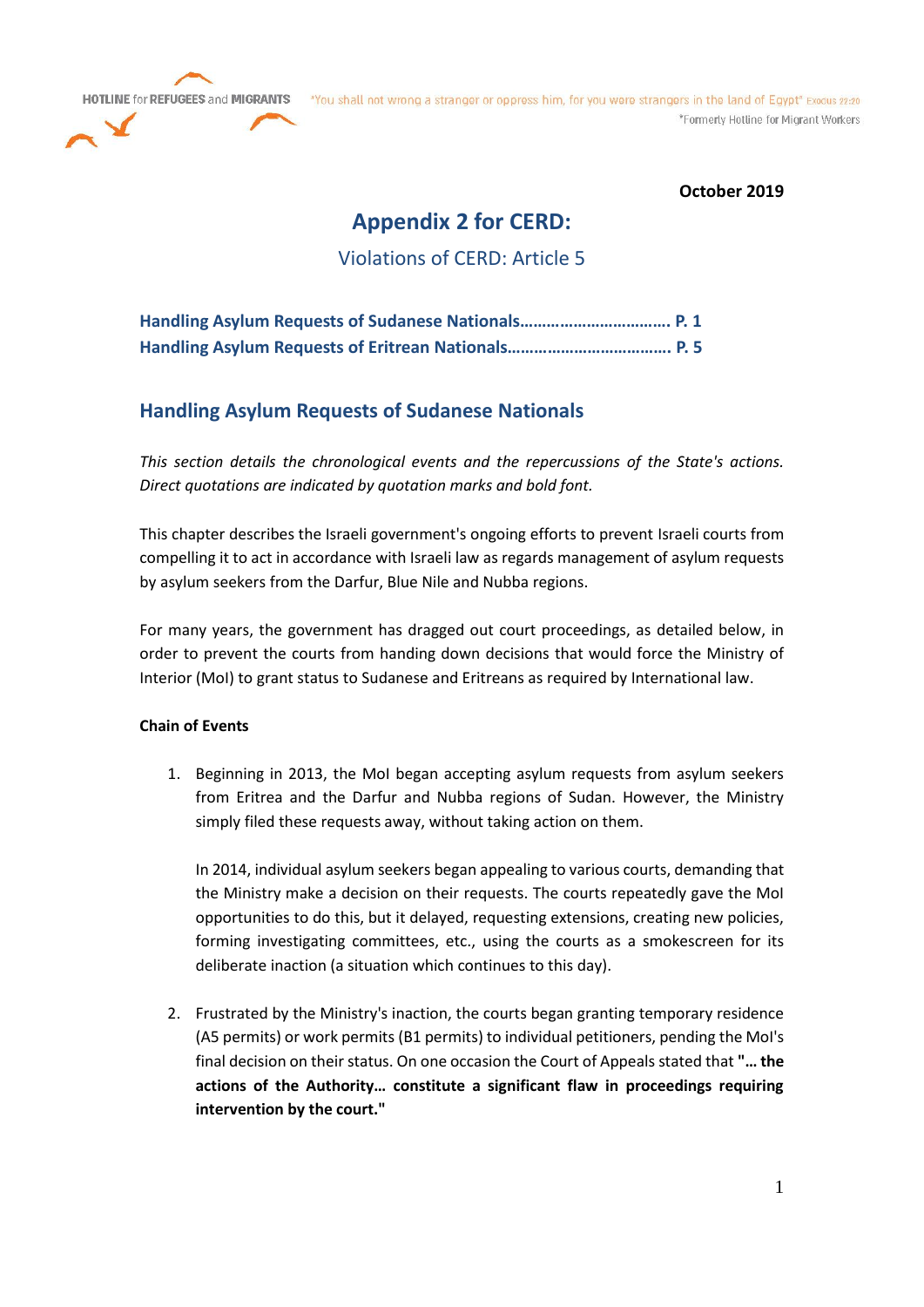October 2019

# Appendix 2 for CERD:

## Violations of CERD: Article 5

**Handling Asylum Requests of Sudanese Nationals…………………………….. P. 1**
**Handling Asylum Requests of Eritrean Nationals……………………………… P. 5**

## Handling Asylum Requests of Sudanese Nationals

*This section details the chronological events and the repercussions of the State's actions. Direct quotations are indicated by quotation marks and bold font.*

This chapter describes the Israeli government's ongoing efforts to prevent Israeli courts from compelling it to act in accordance with Israeli law as regards management of asylum requests by asylum seekers from the Darfur, Blue Nile and Nubba regions.

For many years, the government has dragged out court proceedings, as detailed below, in order to prevent the courts from handing down decisions that would force the Ministry of Interior (MoI) to grant status to Sudanese and Eritreans as required by International law.

### Chain of Events

1. Beginning in 2013, the MoI began accepting asylum requests from asylum seekers from Eritrea and the Darfur and Nubba regions of Sudan. However, the Ministry simply filed these requests away, without taking action on them.

   In 2014, individual asylum seekers began appealing to various courts, demanding that the Ministry make a decision on their requests. The courts repeatedly gave the MoI opportunities to do this, but it delayed, requesting extensions, creating new policies, forming investigating committees, etc., using the courts as a smokescreen for its deliberate inaction (a situation which continues to this day).

2. Frustrated by the Ministry's inaction, the courts began granting temporary residence (A5 permits) or work permits (B1 permits) to individual petitioners, pending the MoI's final decision on their status. On one occasion the Court of Appeals stated that **"… the actions of the Authority… constitute a significant flaw in proceedings requiring intervention by the court."**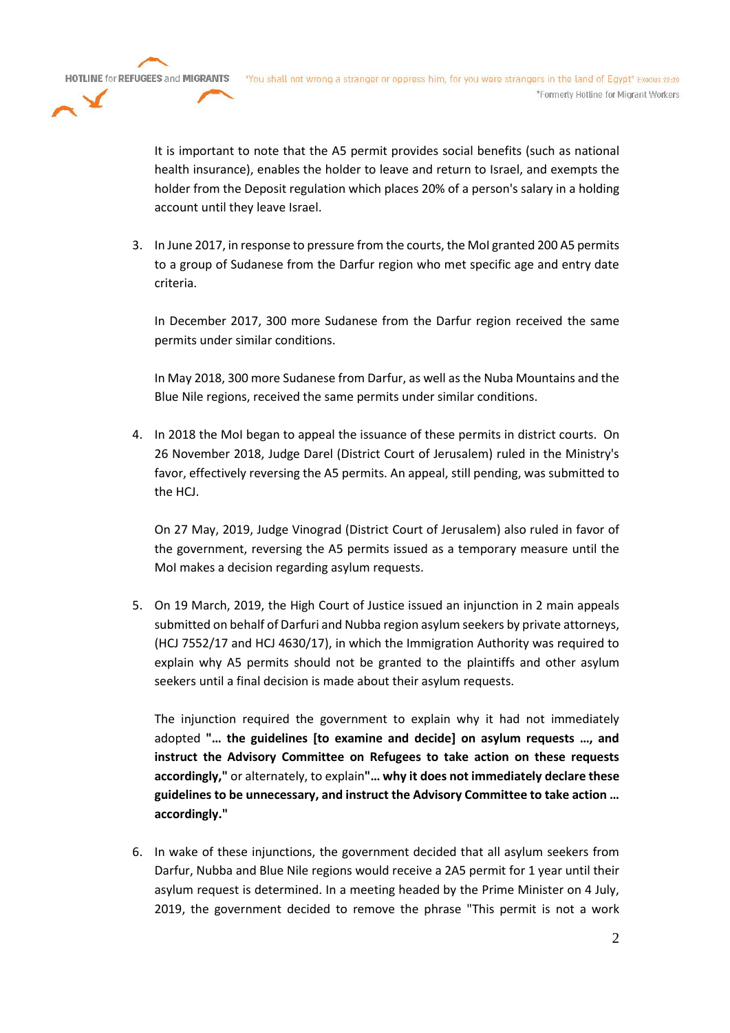It is important to note that the A5 permit provides social benefits (such as national health insurance), enables the holder to leave and return to Israel, and exempts the holder from the Deposit regulation which places 20% of a person's salary in a holding account until they leave Israel.

3. In June 2017, in response to pressure from the courts, the MoI granted 200 A5 permits to a group of Sudanese from the Darfur region who met specific age and entry date criteria.

   In December 2017, 300 more Sudanese from the Darfur region received the same permits under similar conditions.

   In May 2018, 300 more Sudanese from Darfur, as well as the Nuba Mountains and the Blue Nile regions, received the same permits under similar conditions.

4. In 2018 the MoI began to appeal the issuance of these permits in district courts. On 26 November 2018, Judge Darel (District Court of Jerusalem) ruled in the Ministry's favor, effectively reversing the A5 permits. An appeal, still pending, was submitted to the HCJ.

   On 27 May, 2019, Judge Vinograd (District Court of Jerusalem) also ruled in favor of the government, reversing the A5 permits issued as a temporary measure until the MoI makes a decision regarding asylum requests.

5. On 19 March, 2019, the High Court of Justice issued an injunction in 2 main appeals submitted on behalf of Darfuri and Nubba region asylum seekers by private attorneys, (HCJ 7552/17 and HCJ 4630/17), in which the Immigration Authority was required to explain why A5 permits should not be granted to the plaintiffs and other asylum seekers until a final decision is made about their asylum requests.

   The injunction required the government to explain why it had not immediately adopted **"… the guidelines [to examine and decide] on asylum requests …, and instruct the Advisory Committee on Refugees to take action on these requests accordingly,"** or alternately, to explain **"… why it does not immediately declare these guidelines to be unnecessary, and instruct the Advisory Committee to take action … accordingly."**

6. In wake of these injunctions, the government decided that all asylum seekers from Darfur, Nubba and Blue Nile regions would receive a 2A5 permit for 1 year until their asylum request is determined. In a meeting headed by the Prime Minister on 4 July, 2019, the government decided to remove the phrase "This permit is not a work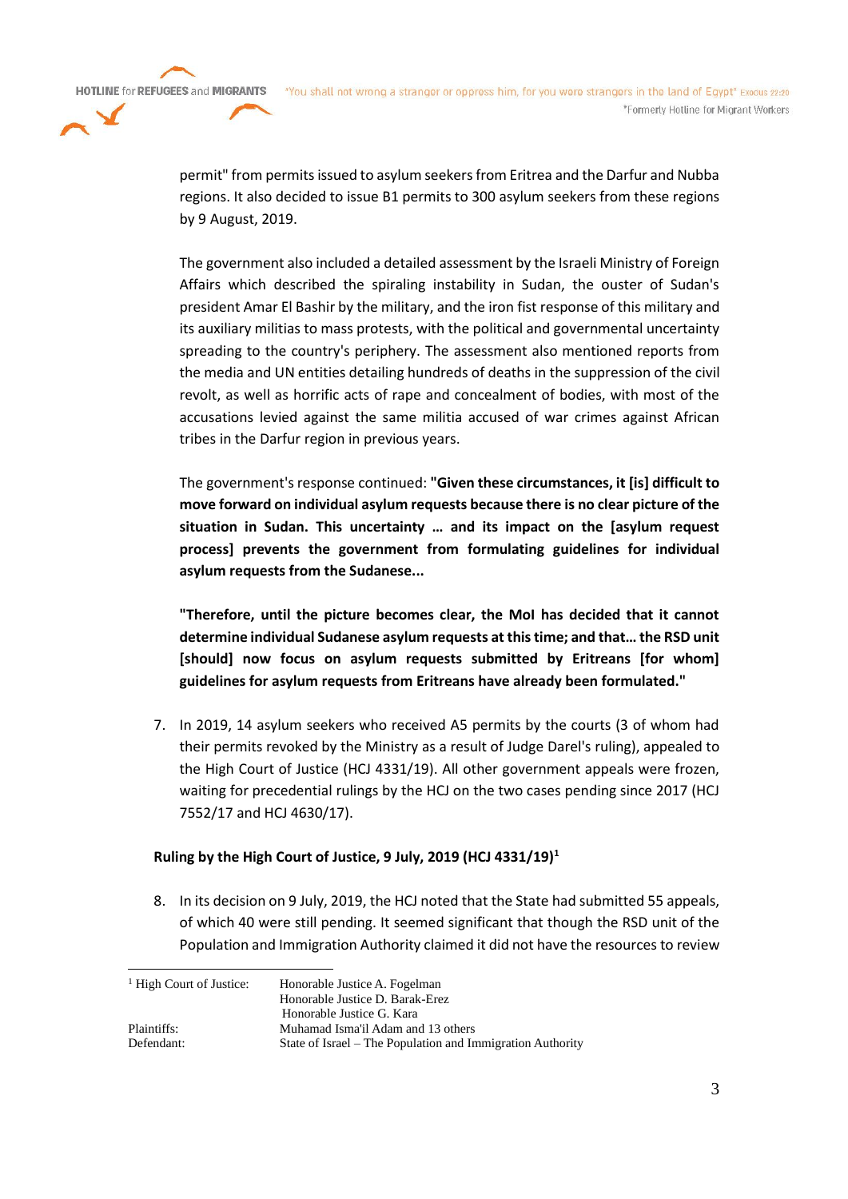permit" from permits issued to asylum seekers from Eritrea and the Darfur and Nubba regions. It also decided to issue B1 permits to 300 asylum seekers from these regions by 9 August, 2019.

The government also included a detailed assessment by the Israeli Ministry of Foreign Affairs which described the spiraling instability in Sudan, the ouster of Sudan's president Amar El Bashir by the military, and the iron fist response of this military and its auxiliary militias to mass protests, with the political and governmental uncertainty spreading to the country's periphery. The assessment also mentioned reports from the media and UN entities detailing hundreds of deaths in the suppression of the civil revolt, as well as horrific acts of rape and concealment of bodies, with most of the accusations levied against the same militia accused of war crimes against African tribes in the Darfur region in previous years.

The government's response continued: **"Given these circumstances, it [is] difficult to move forward on individual asylum requests because there is no clear picture of the situation in Sudan. This uncertainty … and its impact on the [asylum request process] prevents the government from formulating guidelines for individual asylum requests from the Sudanese...**

**"Therefore, until the picture becomes clear, the MoI has decided that it cannot determine individual Sudanese asylum requests at this time; and that… the RSD unit [should] now focus on asylum requests submitted by Eritreans [for whom] guidelines for asylum requests from Eritreans have already been formulated."**

7. In 2019, 14 asylum seekers who received A5 permits by the courts (3 of whom had their permits revoked by the Ministry as a result of Judge Darel's ruling), appealed to the High Court of Justice (HCJ 4331/19). All other government appeals were frozen, waiting for precedential rulings by the HCJ on the two cases pending since 2017 (HCJ 7552/17 and HCJ 4630/17).

**Ruling by the High Court of Justice, 9 July, 2019 (HCJ 4331/19)[1]**

8. In its decision on 9 July, 2019, the HCJ noted that the State had submitted 55 appeals, of which 40 were still pending. It seemed significant that though the RSD unit of the Population and Immigration Authority claimed it did not have the resources to review

---

[1] High Court of Justice: Honorable Justice A. Fogelman
Honorable Justice D. Barak-Erez
Honorable Justice G. Kara
Plaintiffs: Muhamad Isma'il Adam and 13 others
Defendant: State of Israel – The Population and Immigration Authority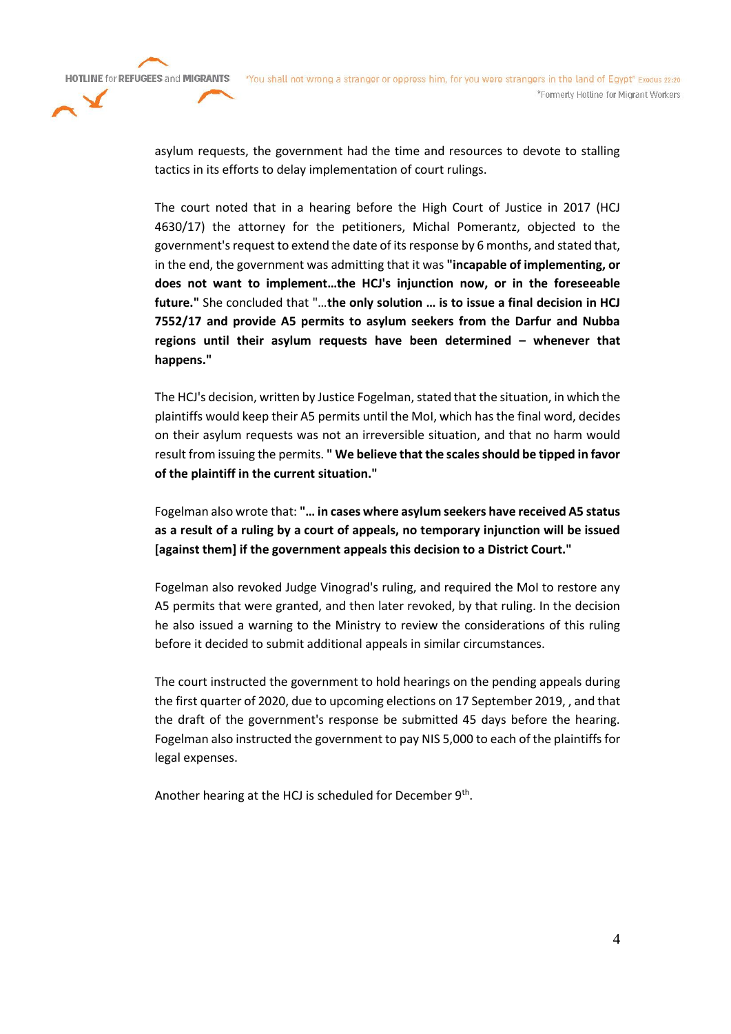asylum requests, the government had the time and resources to devote to stalling tactics in its efforts to delay implementation of court rulings.

The court noted that in a hearing before the High Court of Justice in 2017 (HCJ 4630/17) the attorney for the petitioners, Michal Pomerantz, objected to the government's request to extend the date of its response by 6 months, and stated that, in the end, the government was admitting that it was **"incapable of implementing, or does not want to implement…the HCJ's injunction now, or in the foreseeable future."** She concluded that "…**the only solution … is to issue a final decision in HCJ 7552/17 and provide A5 permits to asylum seekers from the Darfur and Nubba regions until their asylum requests have been determined – whenever that happens."**

The HCJ's decision, written by Justice Fogelman, stated that the situation, in which the plaintiffs would keep their A5 permits until the MoI, which has the final word, decides on their asylum requests was not an irreversible situation, and that no harm would result from issuing the permits. **" We believe that the scales should be tipped in favor of the plaintiff in the current situation."**

Fogelman also wrote that: **"… in cases where asylum seekers have received A5 status as a result of a ruling by a court of appeals, no temporary injunction will be issued [against them] if the government appeals this decision to a District Court."**

Fogelman also revoked Judge Vinograd's ruling, and required the MoI to restore any A5 permits that were granted, and then later revoked, by that ruling. In the decision he also issued a warning to the Ministry to review the considerations of this ruling before it decided to submit additional appeals in similar circumstances.

The court instructed the government to hold hearings on the pending appeals during the first quarter of 2020, due to upcoming elections on 17 September 2019, , and that the draft of the government's response be submitted 45 days before the hearing. Fogelman also instructed the government to pay NIS 5,000 to each of the plaintiffs for legal expenses.

Another hearing at the HCJ is scheduled for December 9th.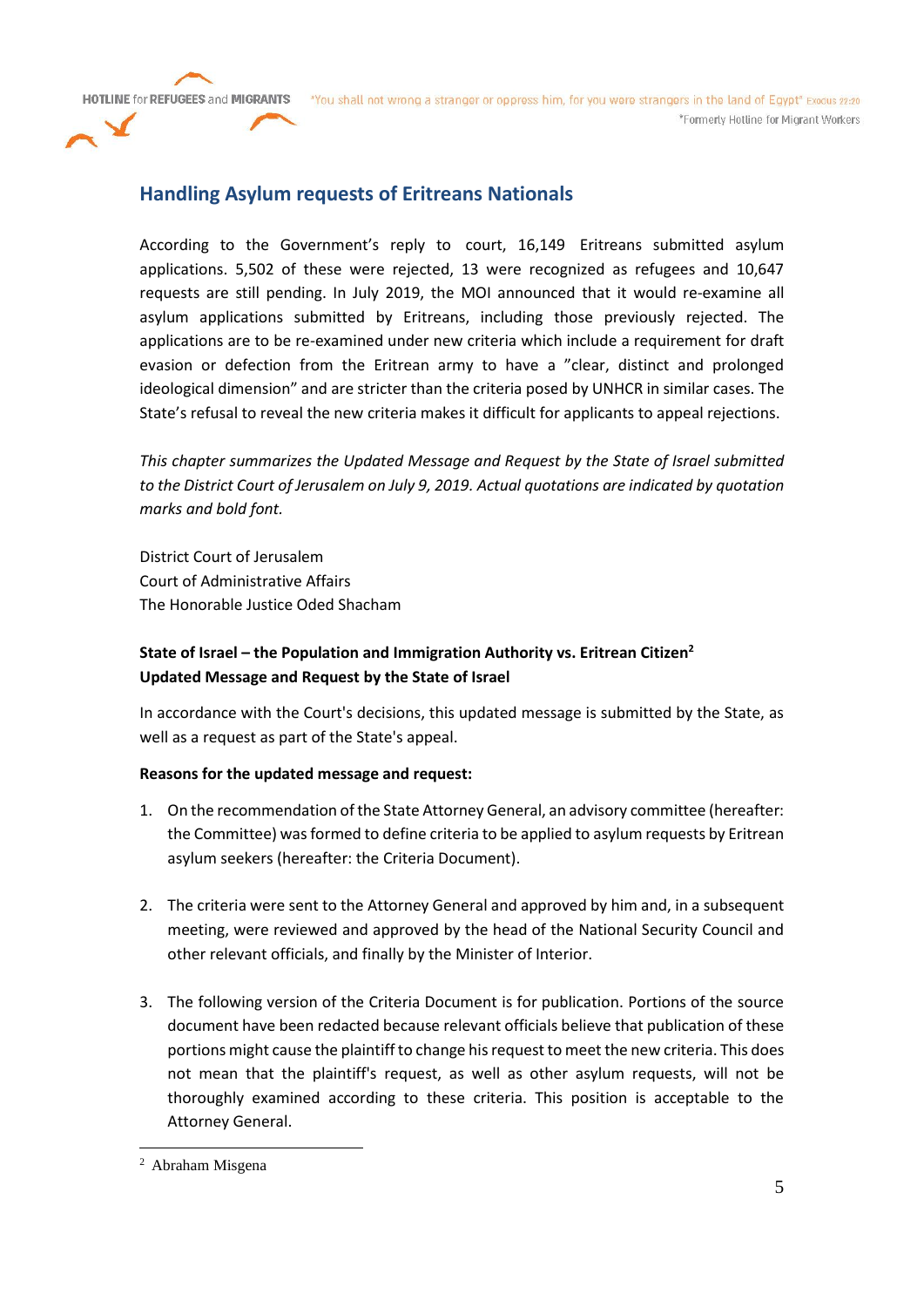## Handling Asylum requests of Eritreans Nationals

According to the Government's reply to court, 16,149 Eritreans submitted asylum applications. 5,502 of these were rejected, 13 were recognized as refugees and 10,647 requests are still pending. In July 2019, the MOI announced that it would re-examine all asylum applications submitted by Eritreans, including those previously rejected. The applications are to be re-examined under new criteria which include a requirement for draft evasion or defection from the Eritrean army to have a "clear, distinct and prolonged ideological dimension" and are stricter than the criteria posed by UNHCR in similar cases. The State's refusal to reveal the new criteria makes it difficult for applicants to appeal rejections.

*This chapter summarizes the Updated Message and Request by the State of Israel submitted to the District Court of Jerusalem on July 9, 2019. Actual quotations are indicated by quotation marks and bold font.*

District Court of Jerusalem
Court of Administrative Affairs
The Honorable Justice Oded Shacham

**State of Israel – the Population and Immigration Authority vs. Eritrean Citizen[2]**
**Updated Message and Request by the State of Israel**

In accordance with the Court's decisions, this updated message is submitted by the State, as well as a request as part of the State's appeal.

**Reasons for the updated message and request:**

1. On the recommendation of the State Attorney General, an advisory committee (hereafter: the Committee) was formed to define criteria to be applied to asylum requests by Eritrean asylum seekers (hereafter: the Criteria Document).

2. The criteria were sent to the Attorney General and approved by him and, in a subsequent meeting, were reviewed and approved by the head of the National Security Council and other relevant officials, and finally by the Minister of Interior.

3. The following version of the Criteria Document is for publication. Portions of the source document have been redacted because relevant officials believe that publication of these portions might cause the plaintiff to change his request to meet the new criteria. This does not mean that the plaintiff's request, as well as other asylum requests, will not be thoroughly examined according to these criteria. This position is acceptable to the Attorney General.

---

[2] Abraham Misgena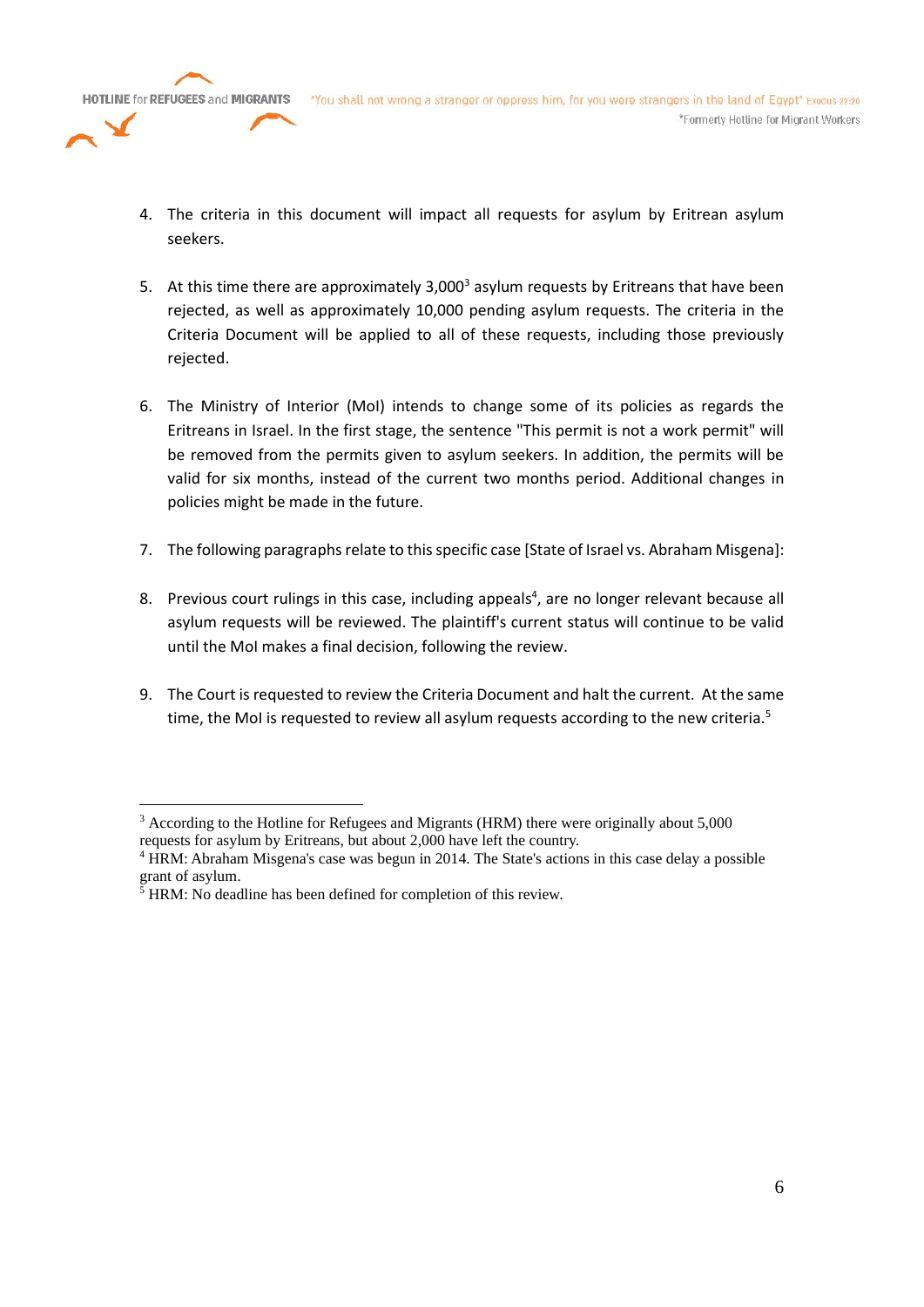4. The criteria in this document will impact all requests for asylum by Eritrean asylum seekers.

5. At this time there are approximately 3,000[3] asylum requests by Eritreans that have been rejected, as well as approximately 10,000 pending asylum requests. The criteria in the Criteria Document will be applied to all of these requests, including those previously rejected.

6. The Ministry of Interior (MoI) intends to change some of its policies as regards the Eritreans in Israel. In the first stage, the sentence "This permit is not a work permit" will be removed from the permits given to asylum seekers. In addition, the permits will be valid for six months, instead of the current two months period. Additional changes in policies might be made in the future.

7. The following paragraphs relate to this specific case [State of Israel vs. Abraham Misgena]:

8. Previous court rulings in this case, including appeals[4], are no longer relevant because all asylum requests will be reviewed. The plaintiff's current status will continue to be valid until the MoI makes a final decision, following the review.

9. The Court is requested to review the Criteria Document and halt the current. At the same time, the MoI is requested to review all asylum requests according to the new criteria.[5]

---

[3] According to the Hotline for Refugees and Migrants (HRM) there were originally about 5,000 requests for asylum by Eritreans, but about 2,000 have left the country.

[4] HRM: Abraham Misgena's case was begun in 2014. The State's actions in this case delay a possible grant of asylum.

[5] HRM: No deadline has been defined for completion of this review.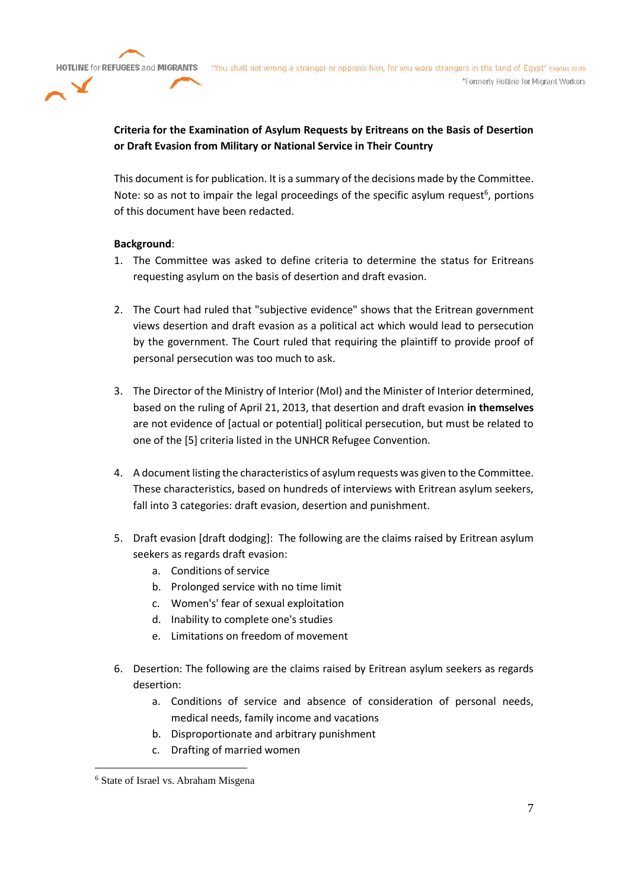**Criteria for the Examination of Asylum Requests by Eritreans on the Basis of Desertion or Draft Evasion from Military or National Service in Their Country**

This document is for publication. It is a summary of the decisions made by the Committee. Note: so as not to impair the legal proceedings of the specific asylum request[6], portions of this document have been redacted.

**Background**:

1. The Committee was asked to define criteria to determine the status for Eritreans requesting asylum on the basis of desertion and draft evasion.

2. The Court had ruled that "subjective evidence" shows that the Eritrean government views desertion and draft evasion as a political act which would lead to persecution by the government. The Court ruled that requiring the plaintiff to provide proof of personal persecution was too much to ask.

3. The Director of the Ministry of Interior (MoI) and the Minister of Interior determined, based on the ruling of April 21, 2013, that desertion and draft evasion **in themselves** are not evidence of [actual or potential] political persecution, but must be related to one of the [5] criteria listed in the UNHCR Refugee Convention.

4. A document listing the characteristics of asylum requests was given to the Committee. These characteristics, based on hundreds of interviews with Eritrean asylum seekers, fall into 3 categories: draft evasion, desertion and punishment.

5. Draft evasion [draft dodging]: The following are the claims raised by Eritrean asylum seekers as regards draft evasion:
   a. Conditions of service
   b. Prolonged service with no time limit
   c. Women's' fear of sexual exploitation
   d. Inability to complete one's studies
   e. Limitations on freedom of movement

6. Desertion: The following are the claims raised by Eritrean asylum seekers as regards desertion:
   a. Conditions of service and absence of consideration of personal needs, medical needs, family income and vacations
   b. Disproportionate and arbitrary punishment
   c. Drafting of married women

---

[6] State of Israel vs. Abraham Misgena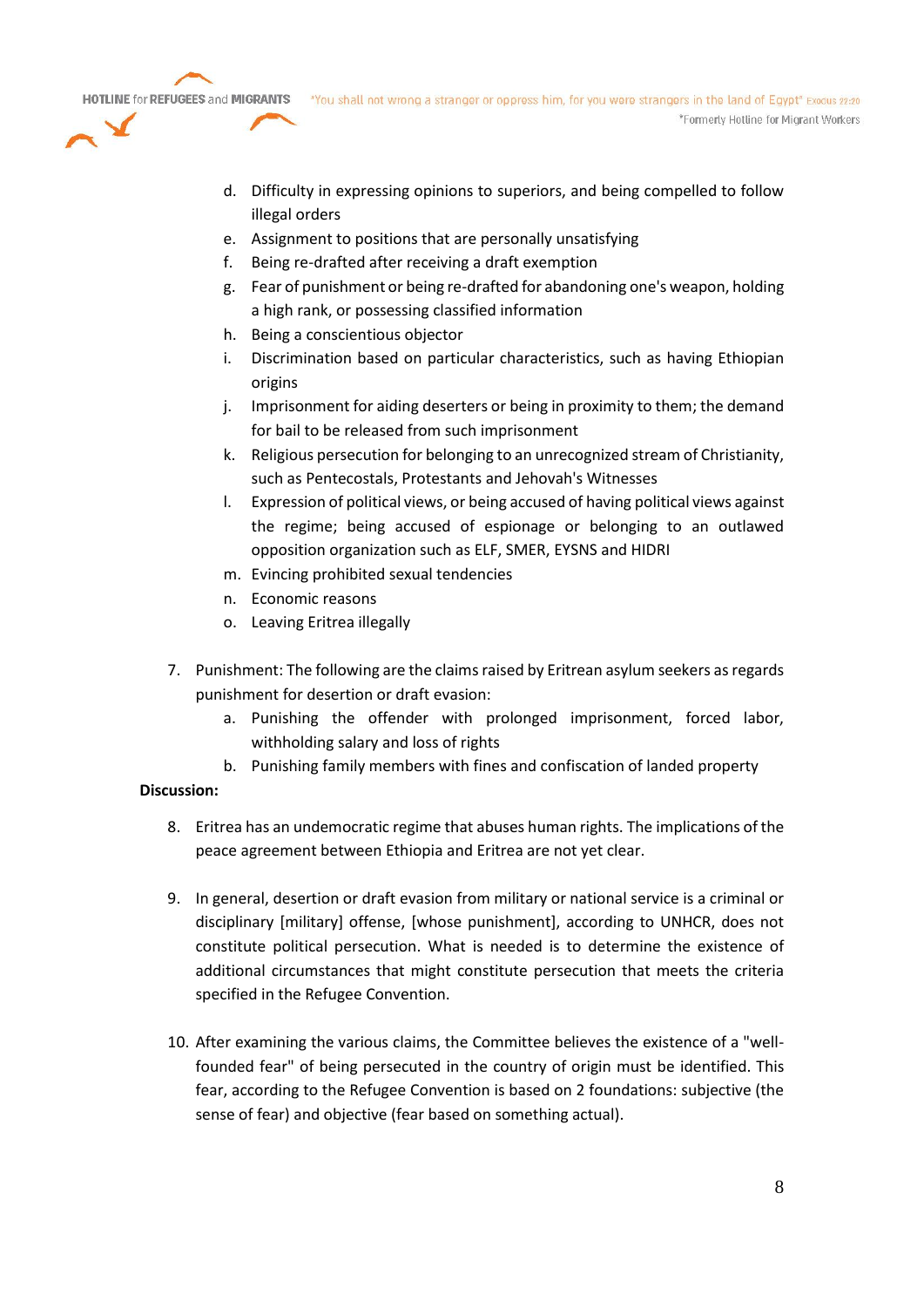d. Difficulty in expressing opinions to superiors, and being compelled to follow illegal orders
e. Assignment to positions that are personally unsatisfying
f. Being re-drafted after receiving a draft exemption
g. Fear of punishment or being re-drafted for abandoning one's weapon, holding a high rank, or possessing classified information
h. Being a conscientious objector
i. Discrimination based on particular characteristics, such as having Ethiopian origins
j. Imprisonment for aiding deserters or being in proximity to them; the demand for bail to be released from such imprisonment
k. Religious persecution for belonging to an unrecognized stream of Christianity, such as Pentecostals, Protestants and Jehovah's Witnesses
l. Expression of political views, or being accused of having political views against the regime; being accused of espionage or belonging to an outlawed opposition organization such as ELF, SMER, EYSNS and HIDRI
m. Evincing prohibited sexual tendencies
n. Economic reasons
o. Leaving Eritrea illegally

7. Punishment: The following are the claims raised by Eritrean asylum seekers as regards punishment for desertion or draft evasion:
    a. Punishing the offender with prolonged imprisonment, forced labor, withholding salary and loss of rights
    b. Punishing family members with fines and confiscation of landed property

**Discussion:**

8. Eritrea has an undemocratic regime that abuses human rights. The implications of the peace agreement between Ethiopia and Eritrea are not yet clear.

9. In general, desertion or draft evasion from military or national service is a criminal or disciplinary [military] offense, [whose punishment], according to UNHCR, does not constitute political persecution. What is needed is to determine the existence of additional circumstances that might constitute persecution that meets the criteria specified in the Refugee Convention.

10. After examining the various claims, the Committee believes the existence of a "well-founded fear" of being persecuted in the country of origin must be identified. This fear, according to the Refugee Convention is based on 2 foundations: subjective (the sense of fear) and objective (fear based on something actual).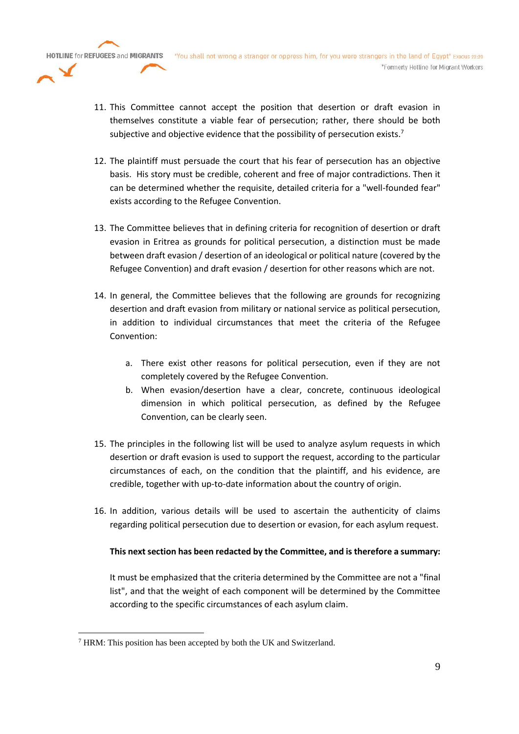11. This Committee cannot accept the position that desertion or draft evasion in themselves constitute a viable fear of persecution; rather, there should be both subjective and objective evidence that the possibility of persecution exists.[7]

12. The plaintiff must persuade the court that his fear of persecution has an objective basis. His story must be credible, coherent and free of major contradictions. Then it can be determined whether the requisite, detailed criteria for a "well-founded fear" exists according to the Refugee Convention.

13. The Committee believes that in defining criteria for recognition of desertion or draft evasion in Eritrea as grounds for political persecution, a distinction must be made between draft evasion / desertion of an ideological or political nature (covered by the Refugee Convention) and draft evasion / desertion for other reasons which are not.

14. In general, the Committee believes that the following are grounds for recognizing desertion and draft evasion from military or national service as political persecution, in addition to individual circumstances that meet the criteria of the Refugee Convention:

    a. There exist other reasons for political persecution, even if they are not completely covered by the Refugee Convention.
    b. When evasion/desertion have a clear, concrete, continuous ideological dimension in which political persecution, as defined by the Refugee Convention, can be clearly seen.

15. The principles in the following list will be used to analyze asylum requests in which desertion or draft evasion is used to support the request, according to the particular circumstances of each, on the condition that the plaintiff, and his evidence, are credible, together with up-to-date information about the country of origin.

16. In addition, various details will be used to ascertain the authenticity of claims regarding political persecution due to desertion or evasion, for each asylum request.

**This next section has been redacted by the Committee, and is therefore a summary:**

It must be emphasized that the criteria determined by the Committee are not a "final list", and that the weight of each component will be determined by the Committee according to the specific circumstances of each asylum claim.

---

[7] HRM: This position has been accepted by both the UK and Switzerland.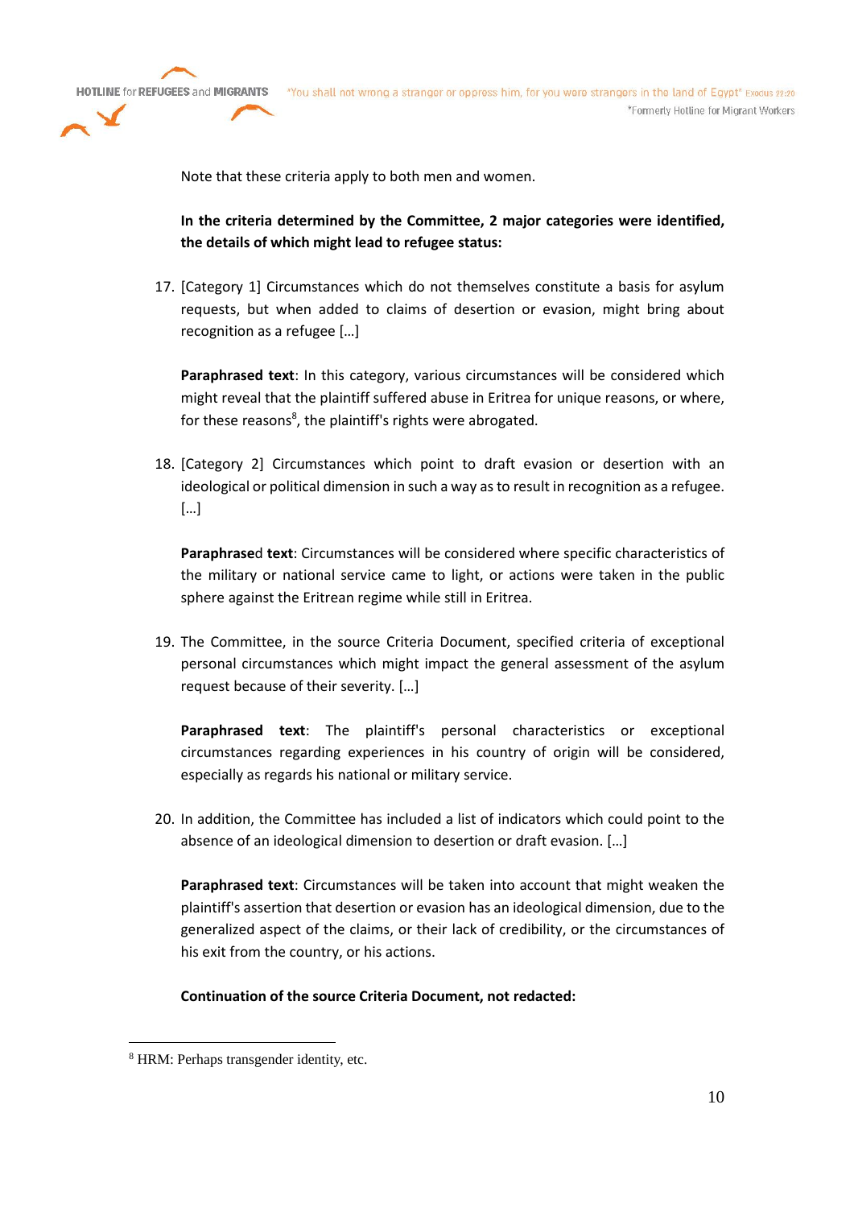Note that these criteria apply to both men and women.

**In the criteria determined by the Committee, 2 major categories were identified, the details of which might lead to refugee status:**

17. [Category 1] Circumstances which do not themselves constitute a basis for asylum requests, but when added to claims of desertion or evasion, might bring about recognition as a refugee […]

    **Paraphrased text**: In this category, various circumstances will be considered which might reveal that the plaintiff suffered abuse in Eritrea for unique reasons, or where, for these reasons[8], the plaintiff's rights were abrogated.

18. [Category 2] Circumstances which point to draft evasion or desertion with an ideological or political dimension in such a way as to result in recognition as a refugee. […]

    **Paraphrased text**: Circumstances will be considered where specific characteristics of the military or national service came to light, or actions were taken in the public sphere against the Eritrean regime while still in Eritrea.

19. The Committee, in the source Criteria Document, specified criteria of exceptional personal circumstances which might impact the general assessment of the asylum request because of their severity. […]

    **Paraphrased text**: The plaintiff's personal characteristics or exceptional circumstances regarding experiences in his country of origin will be considered, especially as regards his national or military service.

20. In addition, the Committee has included a list of indicators which could point to the absence of an ideological dimension to desertion or draft evasion. […]

    **Paraphrased text**: Circumstances will be taken into account that might weaken the plaintiff's assertion that desertion or evasion has an ideological dimension, due to the generalized aspect of the claims, or their lack of credibility, or the circumstances of his exit from the country, or his actions.

**Continuation of the source Criteria Document, not redacted:**

---

[8] HRM: Perhaps transgender identity, etc.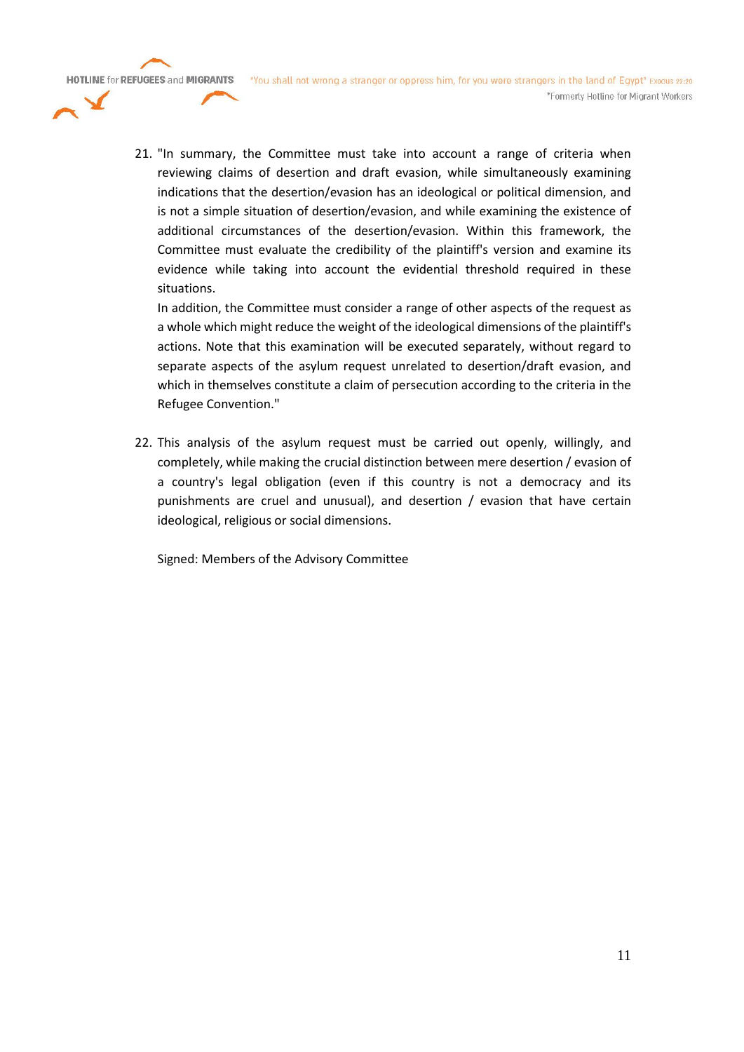21. "In summary, the Committee must take into account a range of criteria when reviewing claims of desertion and draft evasion, while simultaneously examining indications that the desertion/evasion has an ideological or political dimension, and is not a simple situation of desertion/evasion, and while examining the existence of additional circumstances of the desertion/evasion. Within this framework, the Committee must evaluate the credibility of the plaintiff's version and examine its evidence while taking into account the evidential threshold required in these situations.

    In addition, the Committee must consider a range of other aspects of the request as a whole which might reduce the weight of the ideological dimensions of the plaintiff's actions. Note that this examination will be executed separately, without regard to separate aspects of the asylum request unrelated to desertion/draft evasion, and which in themselves constitute a claim of persecution according to the criteria in the Refugee Convention."

22. This analysis of the asylum request must be carried out openly, willingly, and completely, while making the crucial distinction between mere desertion / evasion of a country's legal obligation (even if this country is not a democracy and its punishments are cruel and unusual), and desertion / evasion that have certain ideological, religious or social dimensions.

    Signed: Members of the Advisory Committee